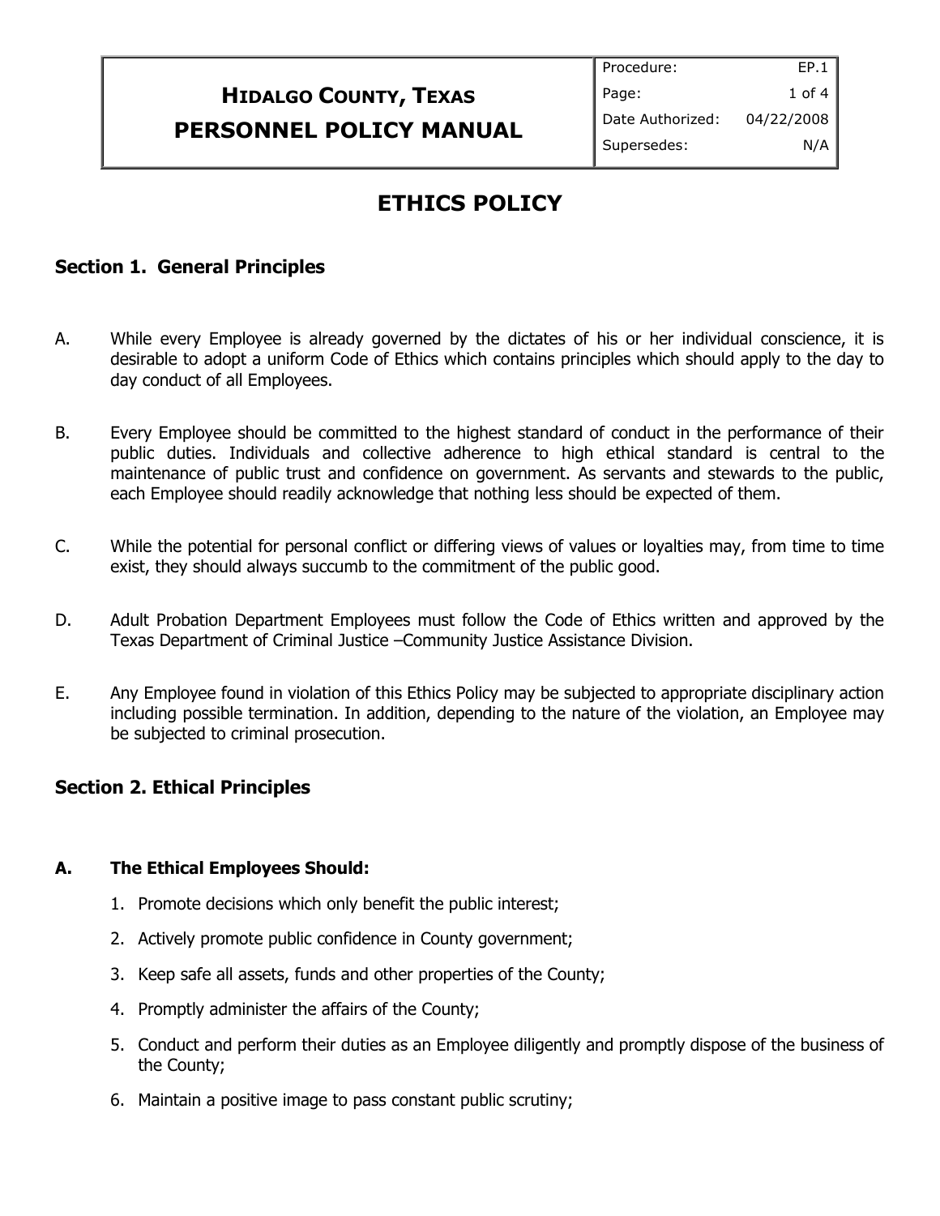# HIDALGO COUNTY, TEXAS PERSONNEL POLICY MANUAL

| Procedure: | EP.1 |
| --- | --- |
| Date Authorized: | 04/22/2008 |
| Supersedes: | N/A |

## ETHICS POLICY

### Section 1. General Principles

A. While every Employee is already governed by the dictates of his or her individual conscience, it is desirable to adopt a uniform Code of Ethics which contains principles which should apply to the day to day conduct of all Employees.

B. Every Employee should be committed to the highest standard of conduct in the performance of their public duties. Individuals and collective adherence to high ethical standard is central to the maintenance of public trust and confidence on government. As servants and stewards to the public, each Employee should readily acknowledge that nothing less should be expected of them.

C. While the potential for personal conflict or differing views of values or loyalties may, from time to time exist, they should always succumb to the commitment of the public good.

D. Adult Probation Department Employees must follow the Code of Ethics written and approved by the Texas Department of Criminal Justice –Community Justice Assistance Division.

E. Any Employee found in violation of this Ethics Policy may be subjected to appropriate disciplinary action including possible termination. In addition, depending to the nature of the violation, an Employee may be subjected to criminal prosecution.

### Section 2. Ethical Principles

#### A. The Ethical Employees Should:

1. Promote decisions which only benefit the public interest;
2. Actively promote public confidence in County government;
3. Keep safe all assets, funds and other properties of the County;
4. Promptly administer the affairs of the County;
5. Conduct and perform their duties as an Employee diligently and promptly dispose of the business of the County;
6. Maintain a positive image to pass constant public scrutiny;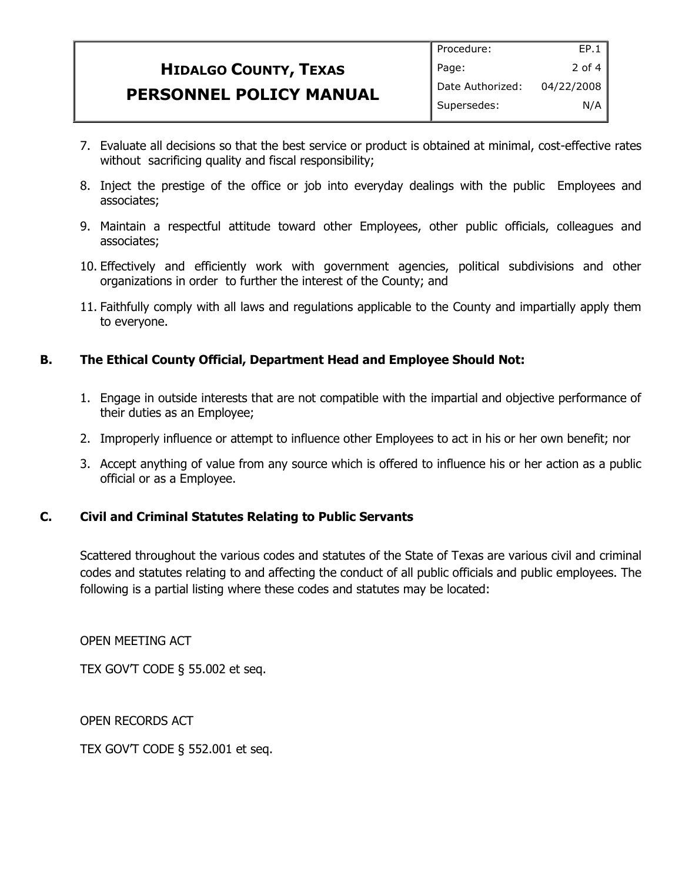7. Evaluate all decisions so that the best service or product is obtained at minimal, cost-effective rates without sacrificing quality and fiscal responsibility;
8. Inject the prestige of the office or job into everyday dealings with the public Employees and associates;
9. Maintain a respectful attitude toward other Employees, other public officials, colleagues and associates;
10. Effectively and efficiently work with government agencies, political subdivisions and other organizations in order to further the interest of the County; and
11. Faithfully comply with all laws and regulations applicable to the County and impartially apply them to everyone.

## B. The Ethical County Official, Department Head and Employee Should Not:

1. Engage in outside interests that are not compatible with the impartial and objective performance of their duties as an Employee;
2. Improperly influence or attempt to influence other Employees to act in his or her own benefit; nor
3. Accept anything of value from any source which is offered to influence his or her action as a public official or as a Employee.

## C. Civil and Criminal Statutes Relating to Public Servants

Scattered throughout the various codes and statutes of the State of Texas are various civil and criminal codes and statutes relating to and affecting the conduct of all public officials and public employees. The following is a partial listing where these codes and statutes may be located:

OPEN MEETING ACT

TEX GOV'T CODE § 55.002 et seq.

OPEN RECORDS ACT

TEX GOV'T CODE § 552.001 et seq.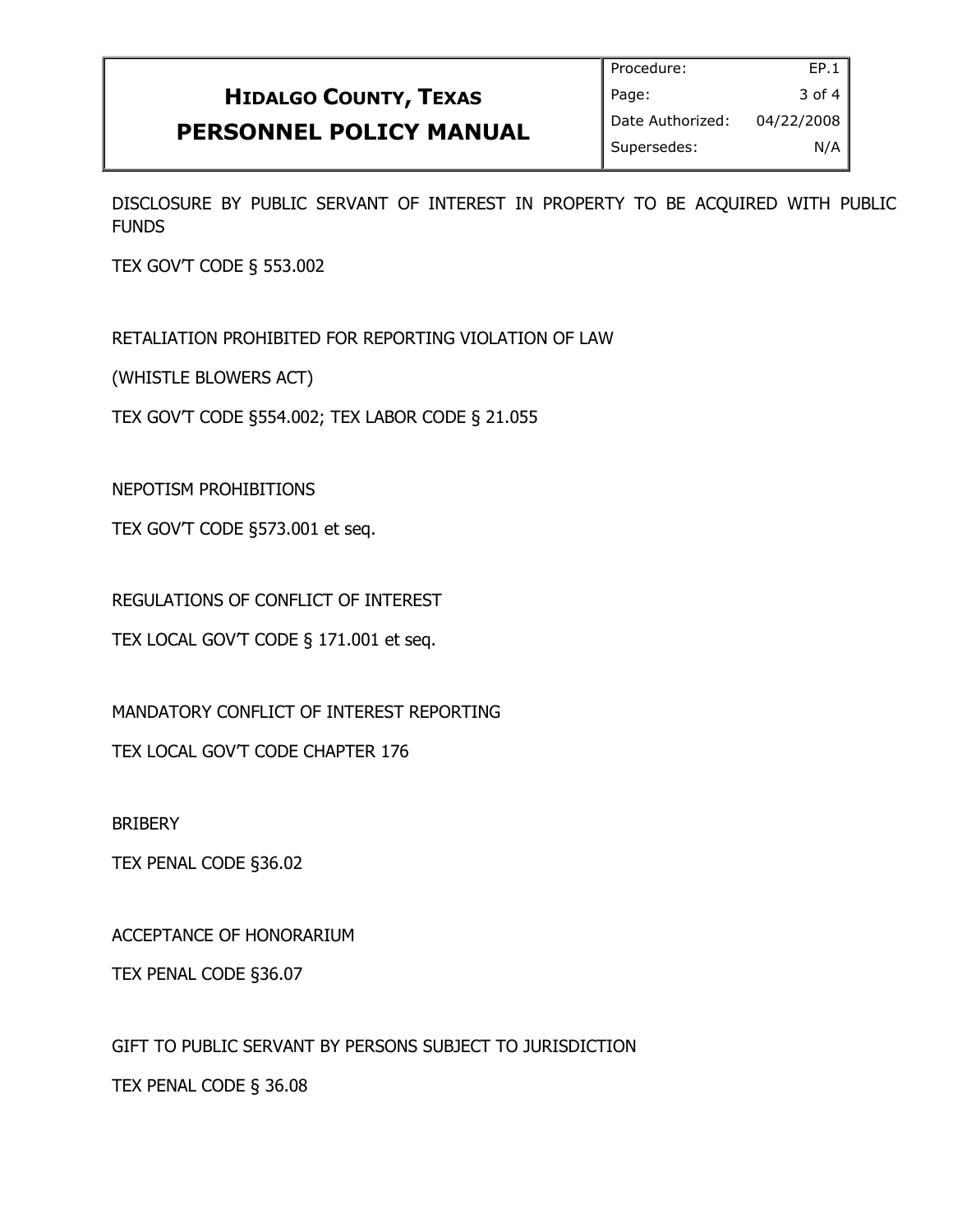DISCLOSURE BY PUBLIC SERVANT OF INTEREST IN PROPERTY TO BE ACQUIRED WITH PUBLIC FUNDS

TEX GOV'T CODE § 553.002

RETALIATION PROHIBITED FOR REPORTING VIOLATION OF LAW

(WHISTLE BLOWERS ACT)

TEX GOV'T CODE §554.002; TEX LABOR CODE § 21.055

NEPOTISM PROHIBITIONS

TEX GOV'T CODE §573.001 et seq.

REGULATIONS OF CONFLICT OF INTEREST

TEX LOCAL GOV'T CODE § 171.001 et seq.

MANDATORY CONFLICT OF INTEREST REPORTING

TEX LOCAL GOV'T CODE CHAPTER 176

BRIBERY

TEX PENAL CODE §36.02

ACCEPTANCE OF HONORARIUM

TEX PENAL CODE §36.07

GIFT TO PUBLIC SERVANT BY PERSONS SUBJECT TO JURISDICTION

TEX PENAL CODE § 36.08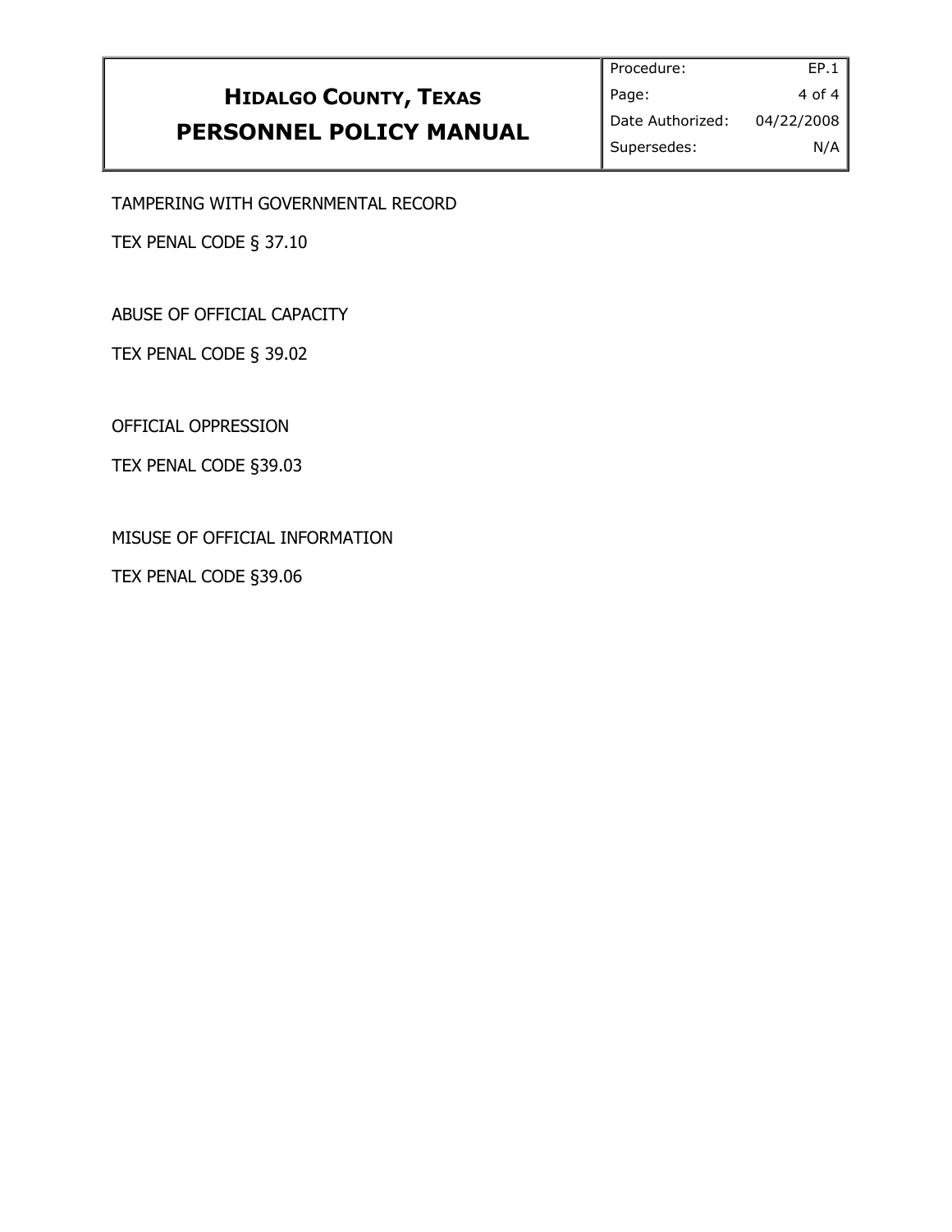TAMPERING WITH GOVERNMENTAL RECORD

TEX PENAL CODE § 37.10

ABUSE OF OFFICIAL CAPACITY

TEX PENAL CODE § 39.02

OFFICIAL OPPRESSION

TEX PENAL CODE §39.03

MISUSE OF OFFICIAL INFORMATION

TEX PENAL CODE §39.06